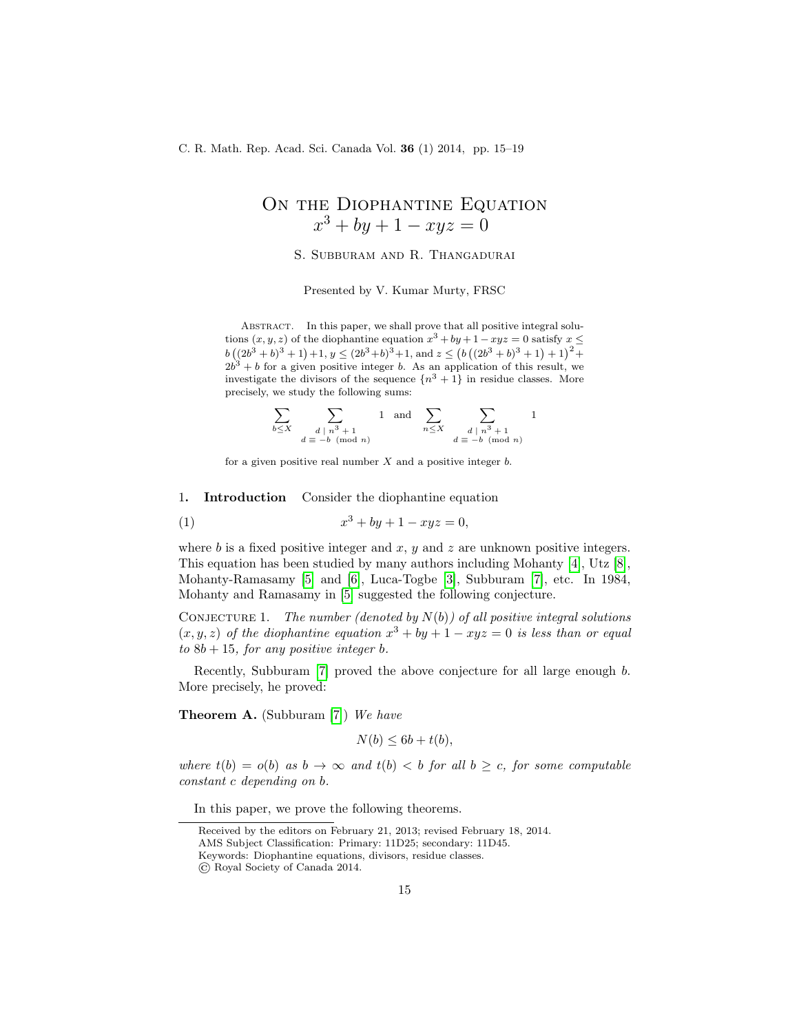# On the Diophantine Equation $x^3 + by + 1 - xyz = 0$

S. Subburam and R. Thangadurai

Presented by V. Kumar Murty, FRSC

Abstract. In this paper, we shall prove that all positive integral solutions $(x, y, z)$ of the diophantine equation $x^3 + by + 1 - xyz = 0$ satisfy $x \leq b\left((2b^3+b)^3+1\right)+1$, $y \leq (2b^3+b)^3+1$, and $z \leq \left(b\left((2b^3+b)^3+1\right)+1\right)^2 + 2b^3 + b$ for a given positive integer $b$. As an application of this result, we investigate the divisors of the sequence $\{n^3+1\}$ in residue classes. More precisely, we study the following sums:

$$\sum_{b \leq X} \sum_{\substack{d \mid n^3+1 \\ d \equiv -b \pmod{n}}} 1 \quad \text{and} \quad \sum_{n \leq X} \sum_{\substack{d \mid n^3+1 \\ d \equiv -b \pmod{n}}} 1$$

for a given positive real number $X$ and a positive integer $b$.

## 1. Introduction

Consider the diophantine equation

$$x^3 + by + 1 - xyz = 0, \tag{1}$$

where $b$ is a fixed positive integer and $x$, $y$ and $z$ are unknown positive integers. This equation has been studied by many authors including Mohanty [4], Utz [8], Mohanty-Ramasamy [5] and [6], Luca-Togbe [3], Subburam [7], etc. In 1984, Mohanty and Ramasamy in [5] suggested the following conjecture.

Conjecture 1. *The number (denoted by $N(b)$) of all positive integral solutions $(x, y, z)$ of the diophantine equation $x^3 + by + 1 - xyz = 0$ is less than or equal to $8b + 15$, for any positive integer $b$.*

Recently, Subburam [7] proved the above conjecture for all large enough $b$. More precisely, he proved:

**Theorem A.** (Subburam [7]) *We have*

$$N(b) \leq 6b + t(b),$$

*where $t(b) = o(b)$ as $b \to \infty$ and $t(b) < b$ for all $b \geq c$, for some computable constant $c$ depending on $b$.*

In this paper, we prove the following theorems.

---

Received by the editors on February 21, 2013; revised February 18, 2014.

AMS Subject Classification: Primary: 11D25; secondary: 11D45.

Keywords: Diophantine equations, divisors, residue classes.

© Royal Society of Canada 2014.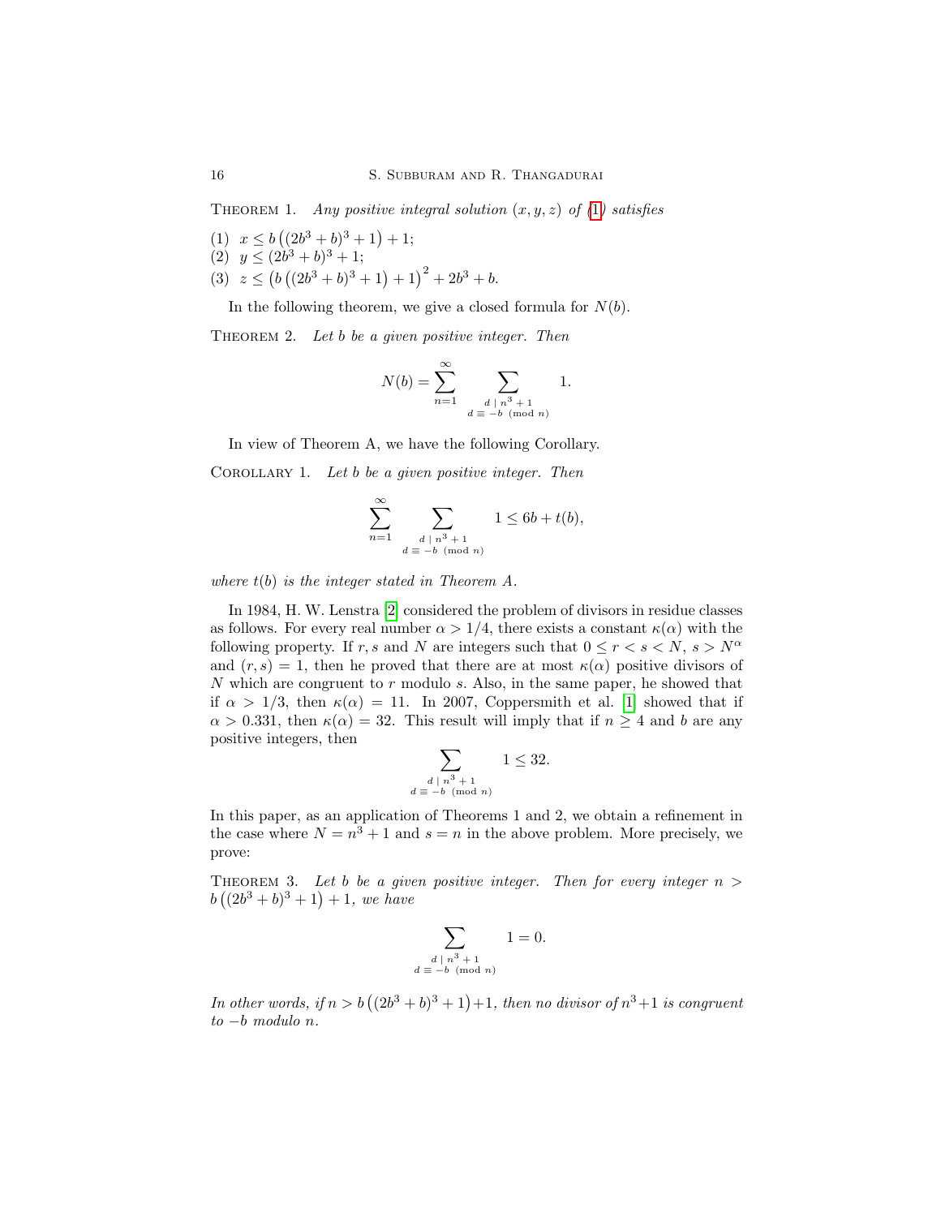Theorem 1. *Any positive integral solution $(x, y, z)$ of (1) satisfies*

(1) $x \leq b\left((2b^3 + b)^3 + 1\right) + 1$;
(2) $y \leq (2b^3 + b)^3 + 1$;
(3) $z \leq \left(b\left((2b^3 + b)^3 + 1\right) + 1\right)^2 + 2b^3 + b$.

In the following theorem, we give a closed formula for $N(b)$.

Theorem 2. *Let $b$ be a given positive integer. Then*

$$N(b) = \sum_{n=1}^{\infty} \sum_{\substack{d \mid n^3+1 \\ d \equiv -b \pmod{n}}} 1.$$

In view of Theorem A, we have the following Corollary.

Corollary 1. *Let $b$ be a given positive integer. Then*

$$\sum_{n=1}^{\infty} \sum_{\substack{d \mid n^3+1 \\ d \equiv -b \pmod{n}}} 1 \leq 6b + t(b),$$

*where $t(b)$ is the integer stated in Theorem A.*

In 1984, H. W. Lenstra [2] considered the problem of divisors in residue classes as follows. For every real number $\alpha > 1/4$, there exists a constant $\kappa(\alpha)$ with the following property. If $r, s$ and $N$ are integers such that $0 \leq r < s < N$, $s > N^{\alpha}$ and $(r, s) = 1$, then he proved that there are at most $\kappa(\alpha)$ positive divisors of $N$ which are congruent to $r$ modulo $s$. Also, in the same paper, he showed that if $\alpha > 1/3$, then $\kappa(\alpha) = 11$. In 2007, Coppersmith et al. [1] showed that if $\alpha > 0.331$, then $\kappa(\alpha) = 32$. This result will imply that if $n \geq 4$ and $b$ are any positive integers, then

$$\sum_{\substack{d \mid n^3+1 \\ d \equiv -b \pmod{n}}} 1 \leq 32.$$

In this paper, as an application of Theorems 1 and 2, we obtain a refinement in the case where $N = n^3 + 1$ and $s = n$ in the above problem. More precisely, we prove:

Theorem 3. *Let $b$ be a given positive integer. Then for every integer $n > b\left((2b^3 + b)^3 + 1\right) + 1$, we have*

$$\sum_{\substack{d \mid n^3+1 \\ d \equiv -b \pmod{n}}} 1 = 0.$$

*In other words, if $n > b\left((2b^3 + b)^3 + 1\right) + 1$, then no divisor of $n^3 + 1$ is congruent to $-b$ modulo $n$.*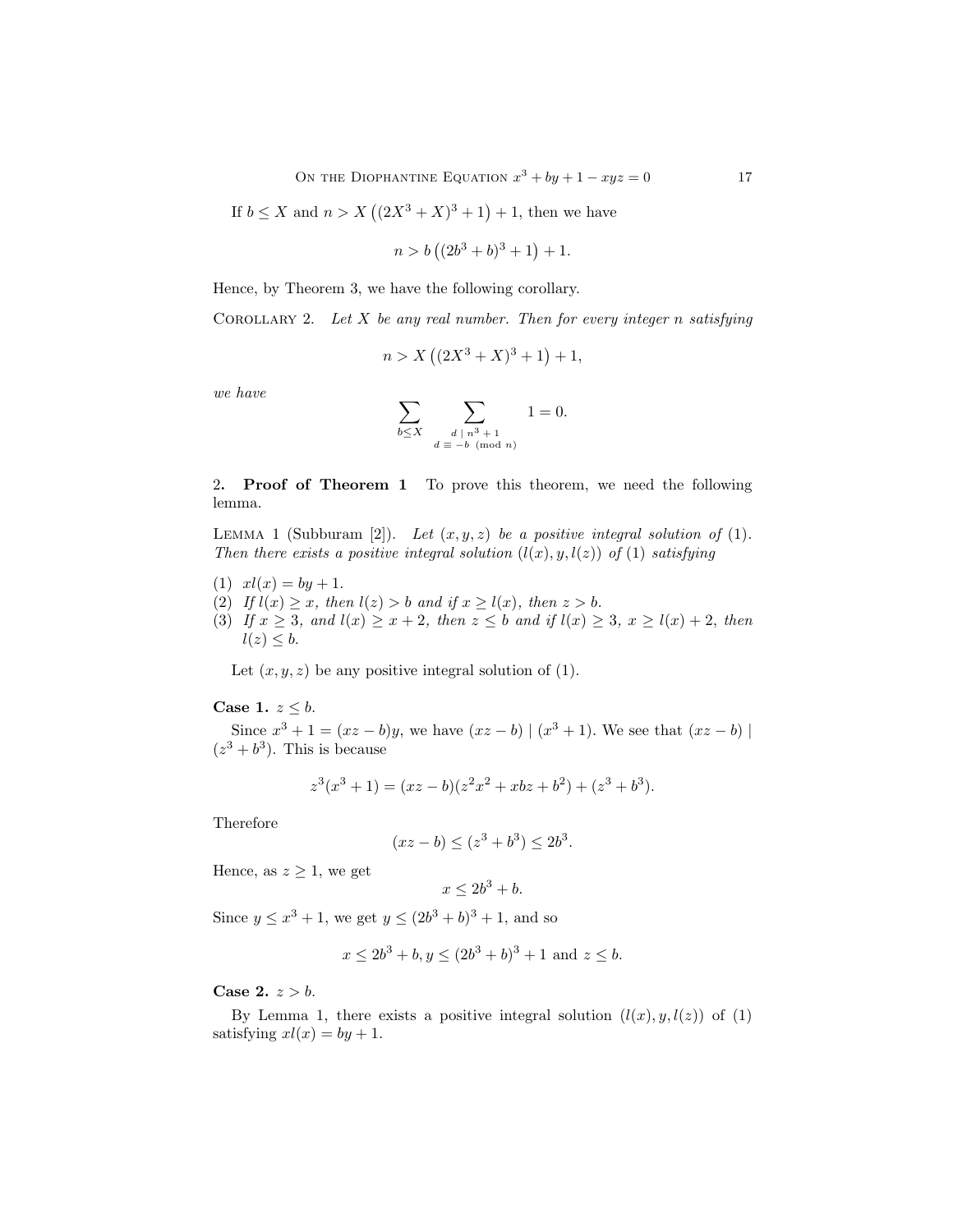If $b \leq X$ and $n > X\left((2X^3+X)^3+1\right)+1$, then we have

$$n > b\left((2b^3+b)^3+1\right)+1.$$

Hence, by Theorem 3, we have the following corollary.

Corollary 2. *Let $X$ be any real number. Then for every integer $n$ satisfying*

$$n > X\left((2X^3+X)^3+1\right)+1,$$

*we have*

$$\sum_{b \leq X} \sum_{\substack{d \mid n^3+1 \\ d \equiv -b \pmod{n}}} 1 = 0.$$

## 2. Proof of Theorem 1

To prove this theorem, we need the following lemma.

Lemma 1 (Subburam [2]). *Let $(x, y, z)$ be a positive integral solution of (1). Then there exists a positive integral solution $(l(x), y, l(z))$ of (1) satisfying*

(1) *$xl(x) = by + 1$.*
(2) *If $l(x) \geq x$, then $l(z) > b$ and if $x \geq l(x)$, then $z > b$.*
(3) *If $x \geq 3$, and $l(x) \geq x+2$, then $z \leq b$ and if $l(x) \geq 3$, $x \geq l(x)+2$, then $l(z) \leq b$.*

Let $(x, y, z)$ be any positive integral solution of (1).

**Case 1.** $z \leq b$.

Since $x^3+1 = (xz-b)y$, we have $(xz-b) \mid (x^3+1)$. We see that $(xz-b) \mid (z^3+b^3)$. This is because

$$z^3(x^3+1) = (xz-b)(z^2x^2+xbz+b^2)+(z^3+b^3).$$

Therefore

$$(xz-b) \leq (z^3+b^3) \leq 2b^3.$$

Hence, as $z \geq 1$, we get

$$x \leq 2b^3+b.$$

Since $y \leq x^3+1$, we get $y \leq (2b^3+b)^3+1$, and so

$$x \leq 2b^3+b, y \leq (2b^3+b)^3+1 \text{ and } z \leq b.$$

**Case 2.** $z > b$.

By Lemma 1, there exists a positive integral solution $(l(x), y, l(z))$ of (1) satisfying $xl(x) = by+1$.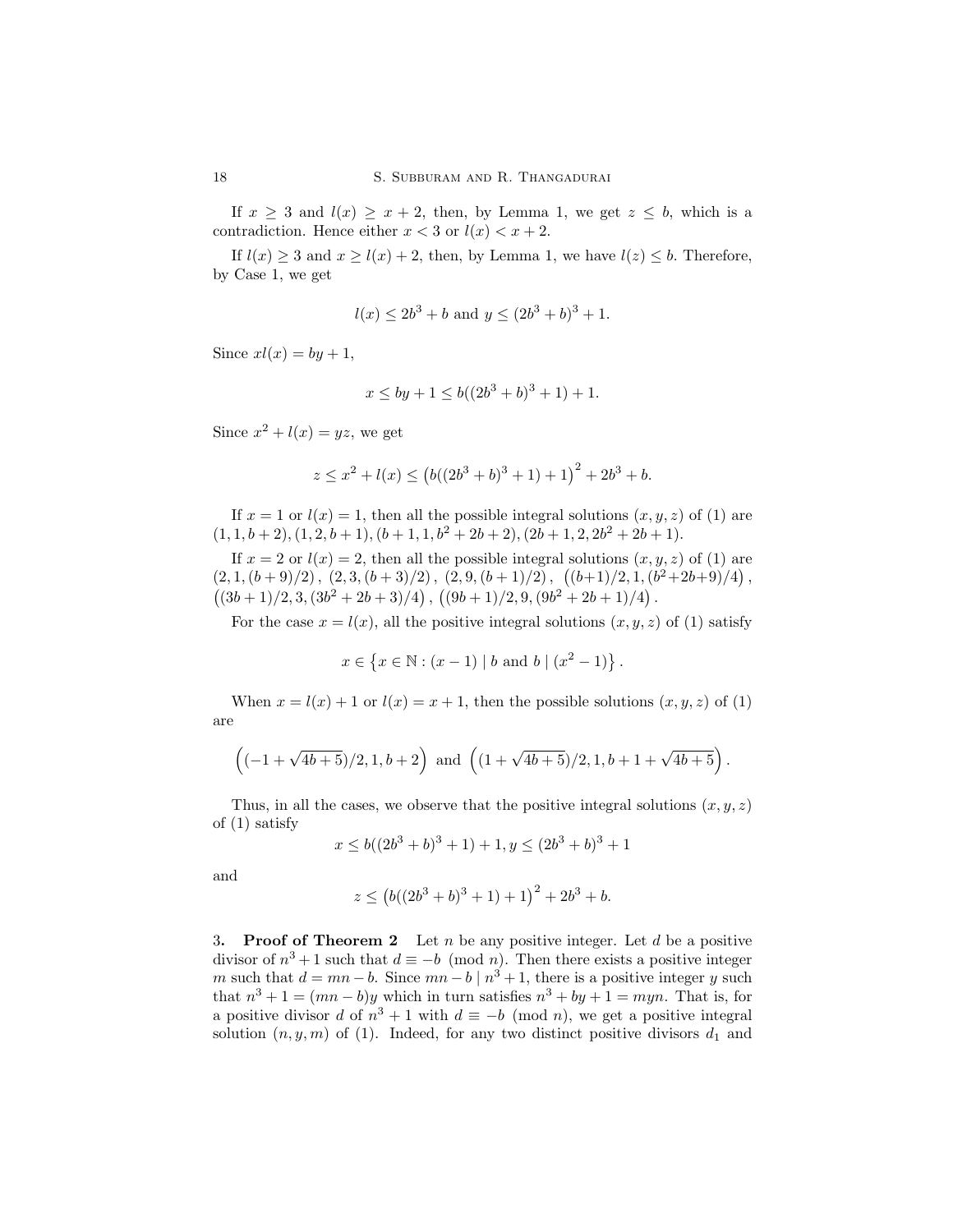If $x \geq 3$ and $l(x) \geq x + 2$, then, by Lemma 1, we get $z \leq b$, which is a contradiction. Hence either $x < 3$ or $l(x) < x + 2$.

If $l(x) \geq 3$ and $x \geq l(x) + 2$, then, by Lemma 1, we have $l(z) \leq b$. Therefore, by Case 1, we get

$$l(x) \leq 2b^3 + b \text{ and } y \leq (2b^3 + b)^3 + 1.$$

Since $xl(x) = by + 1$,

$$x \leq by + 1 \leq b((2b^3 + b)^3 + 1) + 1.$$

Since $x^2 + l(x) = yz$, we get

$$z \leq x^2 + l(x) \leq \left(b((2b^3 + b)^3 + 1) + 1\right)^2 + 2b^3 + b.$$

If $x = 1$ or $l(x) = 1$, then all the possible integral solutions $(x, y, z)$ of (1) are $(1, 1, b+2), (1, 2, b+1), (b+1, 1, b^2 + 2b + 2), (2b+1, 2, 2b^2 + 2b + 1)$.

If $x = 2$ or $l(x) = 2$, then all the possible integral solutions $(x, y, z)$ of (1) are $(2, 1, (b+9)/2)$, $(2, 3, (b+3)/2)$, $(2, 9, (b+1)/2)$, $\left((b+1)/2, 1, (b^2+2b+9)/4\right)$, $\left((3b+1)/2, 3, (3b^2 + 2b + 3)/4\right)$, $\left((9b+1)/2, 9, (9b^2 + 2b + 1)/4\right)$.

For the case $x = l(x)$, all the positive integral solutions $(x, y, z)$ of (1) satisfy

$$x \in \left\{x \in \mathbb{N} : (x-1) \mid b \text{ and } b \mid (x^2 - 1)\right\}.$$

When $x = l(x) + 1$ or $l(x) = x + 1$, then the possible solutions $(x, y, z)$ of (1) are

$$\left((-1 + \sqrt{4b+5})/2, 1, b+2\right) \text{ and } \left((1 + \sqrt{4b+5})/2, 1, b + 1 + \sqrt{4b+5}\right).$$

Thus, in all the cases, we observe that the positive integral solutions $(x, y, z)$ of (1) satisfy

$$x \leq b((2b^3 + b)^3 + 1) + 1, y \leq (2b^3 + b)^3 + 1$$

and

$$z \leq \left(b((2b^3 + b)^3 + 1) + 1\right)^2 + 2b^3 + b.$$

## 3. Proof of Theorem 2

Let $n$ be any positive integer. Let $d$ be a positive divisor of $n^3 + 1$ such that $d \equiv -b \pmod{n}$. Then there exists a positive integer $m$ such that $d = mn - b$. Since $mn - b \mid n^3 + 1$, there is a positive integer $y$ such that $n^3 + 1 = (mn - b)y$ which in turn satisfies $n^3 + by + 1 = myn$. That is, for a positive divisor $d$ of $n^3 + 1$ with $d \equiv -b \pmod{n}$, we get a positive integral solution $(n, y, m)$ of (1). Indeed, for any two distinct positive divisors $d_1$ and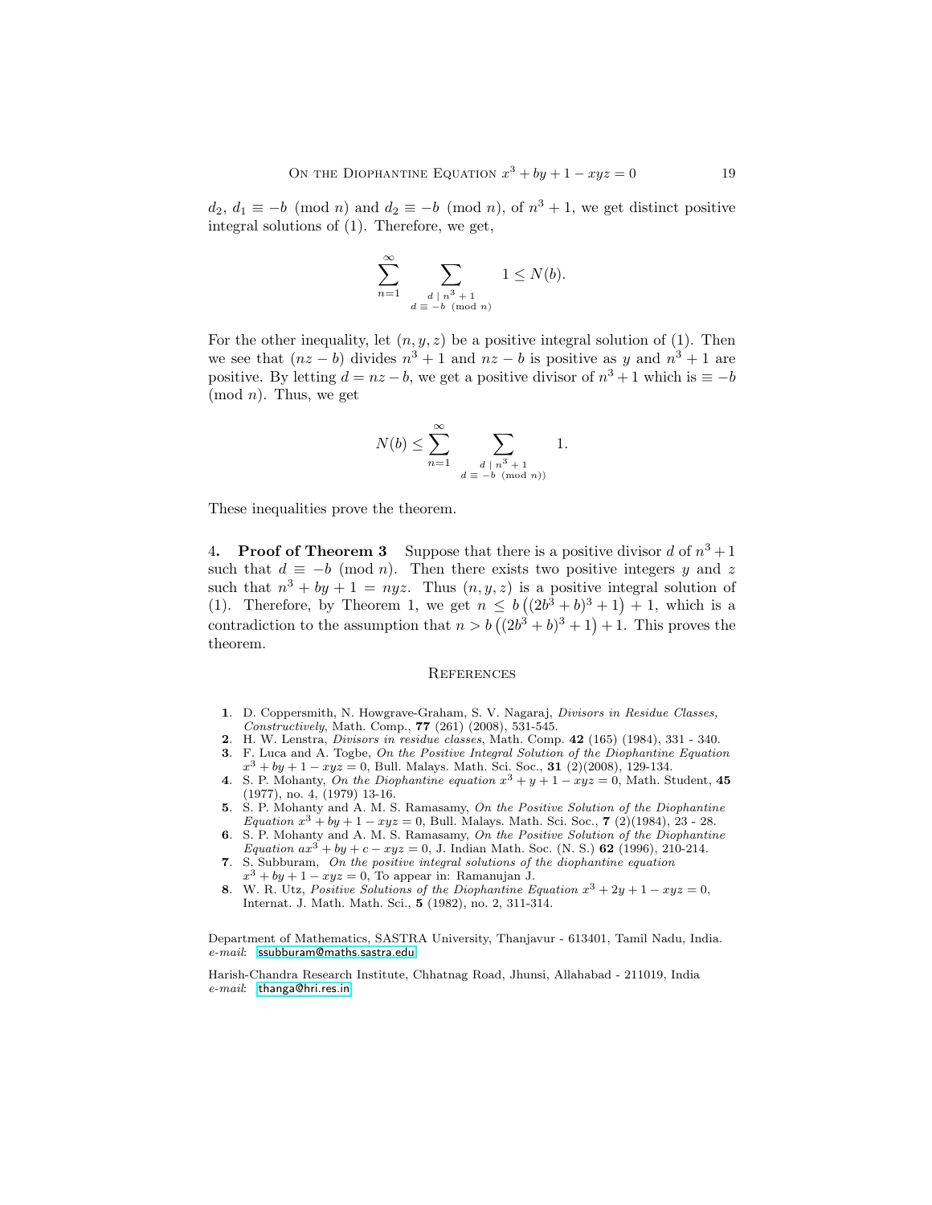$d_2$, $d_1 \equiv -b \pmod{n}$ and $d_2 \equiv -b \pmod{n}$, of $n^3+1$, we get distinct positive integral solutions of (1). Therefore, we get,

$$\sum_{n=1}^{\infty} \sum_{\substack{d \mid n^3+1 \\ d \equiv -b \pmod{n}}} 1 \leq N(b).$$

For the other inequality, let $(n, y, z)$ be a positive integral solution of (1). Then we see that $(nz - b)$ divides $n^3+1$ and $nz-b$ is positive as $y$ and $n^3+1$ are positive. By letting $d = nz - b$, we get a positive divisor of $n^3+1$ which is $\equiv -b \pmod{n}$. Thus, we get

$$N(b) \leq \sum_{n=1}^{\infty} \sum_{\substack{d \mid n^3+1 \\ d \equiv -b \pmod{n})}} 1.$$

These inequalities prove the theorem.

## 4. Proof of Theorem 3

Suppose that there is a positive divisor $d$ of $n^3+1$ such that $d \equiv -b \pmod{n}$. Then there exists two positive integers $y$ and $z$ such that $n^3 + by + 1 = nyz$. Thus $(n, y, z)$ is a positive integral solution of (1). Therefore, by Theorem 1, we get $n \leq b\left((2b^3+b)^3+1\right)+1$, which is a contradiction to the assumption that $n > b\left((2b^3+b)^3+1\right)+1$. This proves the theorem.

## References

1. D. Coppersmith, N. Howgrave-Graham, S. V. Nagaraj, *Divisors in Residue Classes, Constructively*, Math. Comp., **77** (261) (2008), 531-545.
2. H. W. Lenstra, *Divisors in residue classes*, Math. Comp. **42** (165) (1984), 331 - 340.
3. F. Luca and A. Togbe, *On the Positive Integral Solution of the Diophantine Equation $x^3 + by + 1 - xyz = 0$*, Bull. Malays. Math. Sci. Soc., **31** (2)(2008), 129-134.
4. S. P. Mohanty, *On the Diophantine equation $x^3 + y + 1 - xyz = 0$*, Math. Student, **45** (1977), no. 4, (1979) 13-16.
5. S. P. Mohanty and A. M. S. Ramasamy, *On the Positive Solution of the Diophantine Equation $x^3 + by + 1 - xyz = 0$*, Bull. Malays. Math. Sci. Soc., **7** (2)(1984), 23 - 28.
6. S. P. Mohanty and A. M. S. Ramasamy, *On the Positive Solution of the Diophantine Equation $ax^3 + by + c - xyz = 0$*, J. Indian Math. Soc. (N. S.) **62** (1996), 210-214.
7. S. Subburam, *On the positive integral solutions of the diophantine equation $x^3 + by + 1 - xyz = 0$*, To appear in: Ramanujan J.
8. W. R. Utz, *Positive Solutions of the Diophantine Equation $x^3 + 2y + 1 - xyz = 0$*, Internat. J. Math. Math. Sci., **5** (1982), no. 2, 311-314.

Department of Mathematics, SASTRA University, Thanjavur - 613401, Tamil Nadu, India.
*e-mail*: ssubburam@maths.sastra.edu

Harish-Chandra Research Institute, Chhatnag Road, Jhunsi, Allahabad - 211019, India
*e-mail*: thanga@hri.res.in